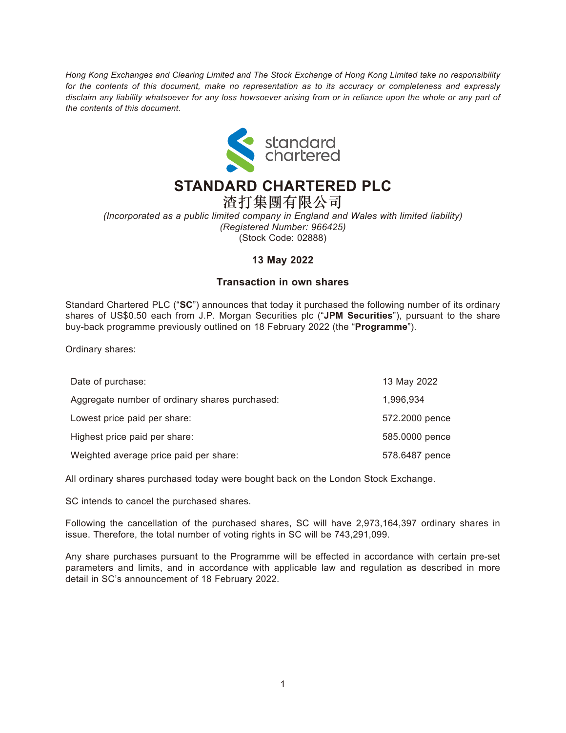*Hong Kong Exchanges and Clearing Limited and The Stock Exchange of Hong Kong Limited take no responsibility for the contents of this document, make no representation as to its accuracy or completeness and expressly disclaim any liability whatsoever for any loss howsoever arising from or in reliance upon the whole or any part of the contents of this document.*

standard chartered

# STANDARD CHARTERED PLC
# 渣打集團有限公司

*(Incorporated as a public limited company in England and Wales with limited liability)*
*(Registered Number: 966425)*
(Stock Code: 02888)

**13 May 2022**

## Transaction in own shares

Standard Chartered PLC ("**SC**") announces that today it purchased the following number of its ordinary shares of US$0.50 each from J.P. Morgan Securities plc ("**JPM Securities**"), pursuant to the share buy-back programme previously outlined on 18 February 2022 (the "**Programme**").

Ordinary shares:

| | |
|---|---|
| Date of purchase: | 13 May 2022 |
| Aggregate number of ordinary shares purchased: | 1,996,934 |
| Lowest price paid per share: | 572.2000 pence |
| Highest price paid per share: | 585.0000 pence |
| Weighted average price paid per share: | 578.6487 pence |

All ordinary shares purchased today were bought back on the London Stock Exchange.

SC intends to cancel the purchased shares.

Following the cancellation of the purchased shares, SC will have 2,973,164,397 ordinary shares in issue. Therefore, the total number of voting rights in SC will be 743,291,099.

Any share purchases pursuant to the Programme will be effected in accordance with certain pre-set parameters and limits, and in accordance with applicable law and regulation as described in more detail in SC's announcement of 18 February 2022.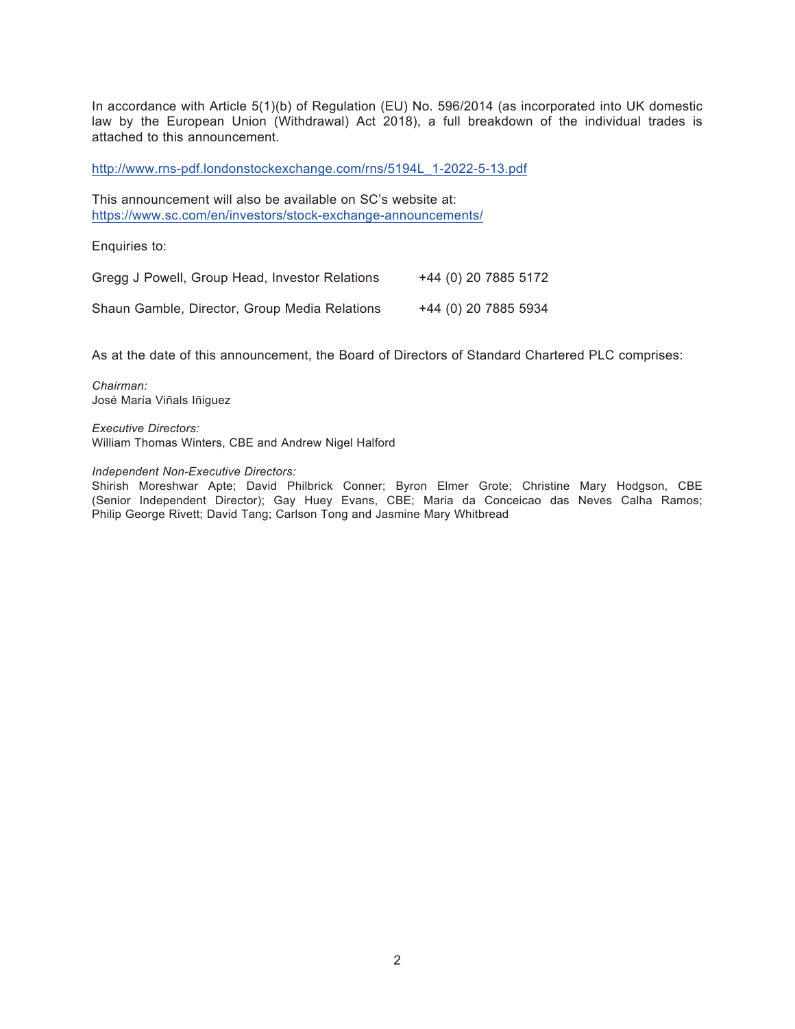In accordance with Article 5(1)(b) of Regulation (EU) No. 596/2014 (as incorporated into UK domestic law by the European Union (Withdrawal) Act 2018), a full breakdown of the individual trades is attached to this announcement.

http://www.rns-pdf.londonstockexchange.com/rns/5194L_1-2022-5-13.pdf

This announcement will also be available on SC's website at:
https://www.sc.com/en/investors/stock-exchange-announcements/

Enquiries to:

| | |
|---|---|
| Gregg J Powell, Group Head, Investor Relations | +44 (0) 20 7885 5172 |
| Shaun Gamble, Director, Group Media Relations | +44 (0) 20 7885 5934 |

As at the date of this announcement, the Board of Directors of Standard Chartered PLC comprises:

*Chairman:*
José María Viñals Iñiguez

*Executive Directors:*
William Thomas Winters, CBE and Andrew Nigel Halford

*Independent Non-Executive Directors:*
Shirish Moreshwar Apte; David Philbrick Conner; Byron Elmer Grote; Christine Mary Hodgson, CBE (Senior Independent Director); Gay Huey Evans, CBE; Maria da Conceicao das Neves Calha Ramos; Philip George Rivett; David Tang; Carlson Tong and Jasmine Mary Whitbread